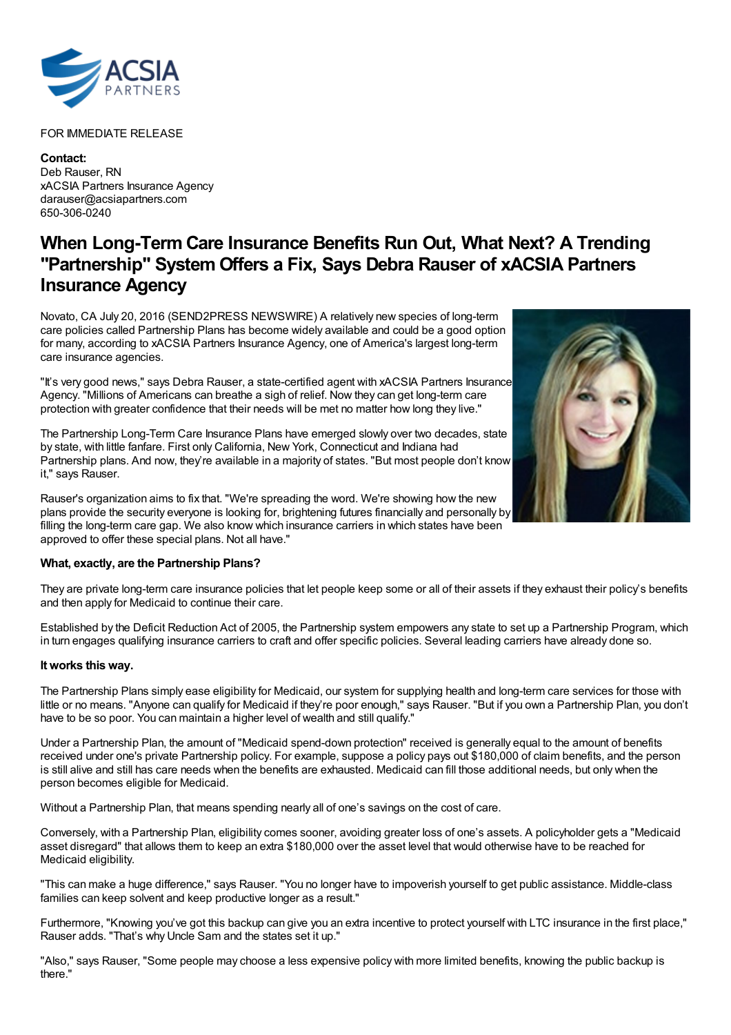FOR IMMEDIATE RELEASE

**Contact:**
Deb Rauser, RN
xACSIA Partners Insurance Agency
darauser@acsiapartners.com
650-306-0240

# When Long-Term Care Insurance Benefits Run Out, What Next? A Trending "Partnership" System Offers a Fix, Says Debra Rauser of xACSIA Partners Insurance Agency

Novato, CA July 20, 2016 (SEND2PRESS NEWSWIRE) A relatively new species of long-term care policies called Partnership Plans has become widely available and could be a good option for many, according to xACSIA Partners Insurance Agency, one of America's largest long-term care insurance agencies.

"It's very good news," says Debra Rauser, a state-certified agent with xACSIA Partners Insurance Agency. "Millions of Americans can breathe a sigh of relief. Now they can get long-term care protection with greater confidence that their needs will be met no matter how long they live."

The Partnership Long-Term Care Insurance Plans have emerged slowly over two decades, state by state, with little fanfare. First only California, New York, Connecticut and Indiana had Partnership plans. And now, they're available in a majority of states. "But most people don't know it," says Rauser.

Rauser's organization aims to fix that. "We're spreading the word. We're showing how the new plans provide the security everyone is looking for, brightening futures financially and personally by filling the long-term care gap. We also know which insurance carriers in which states have been approved to offer these special plans. Not all have."

**What, exactly, are the Partnership Plans?**

They are private long-term care insurance policies that let people keep some or all of their assets if they exhaust their policy's benefits and then apply for Medicaid to continue their care.

Established by the Deficit Reduction Act of 2005, the Partnership system empowers any state to set up a Partnership Program, which in turn engages qualifying insurance carriers to craft and offer specific policies. Several leading carriers have already done so.

**It works this way.**

The Partnership Plans simply ease eligibility for Medicaid, our system for supplying health and long-term care services for those with little or no means. "Anyone can qualify for Medicaid if they're poor enough," says Rauser. "But if you own a Partnership Plan, you don't have to be so poor. You can maintain a higher level of wealth and still qualify."

Under a Partnership Plan, the amount of "Medicaid spend-down protection" received is generally equal to the amount of benefits received under one's private Partnership policy. For example, suppose a policy pays out $180,000 of claim benefits, and the person is still alive and still has care needs when the benefits are exhausted. Medicaid can fill those additional needs, but only when the person becomes eligible for Medicaid.

Without a Partnership Plan, that means spending nearly all of one's savings on the cost of care.

Conversely, with a Partnership Plan, eligibility comes sooner, avoiding greater loss of one's assets. A policyholder gets a "Medicaid asset disregard" that allows them to keep an extra $180,000 over the asset level that would otherwise have to be reached for Medicaid eligibility.

"This can make a huge difference," says Rauser. "You no longer have to impoverish yourself to get public assistance. Middle-class families can keep solvent and keep productive longer as a result."

Furthermore, "Knowing you've got this backup can give you an extra incentive to protect yourself with LTC insurance in the first place," Rauser adds. "That's why Uncle Sam and the states set it up."

"Also," says Rauser, "Some people may choose a less expensive policy with more limited benefits, knowing the public backup is there."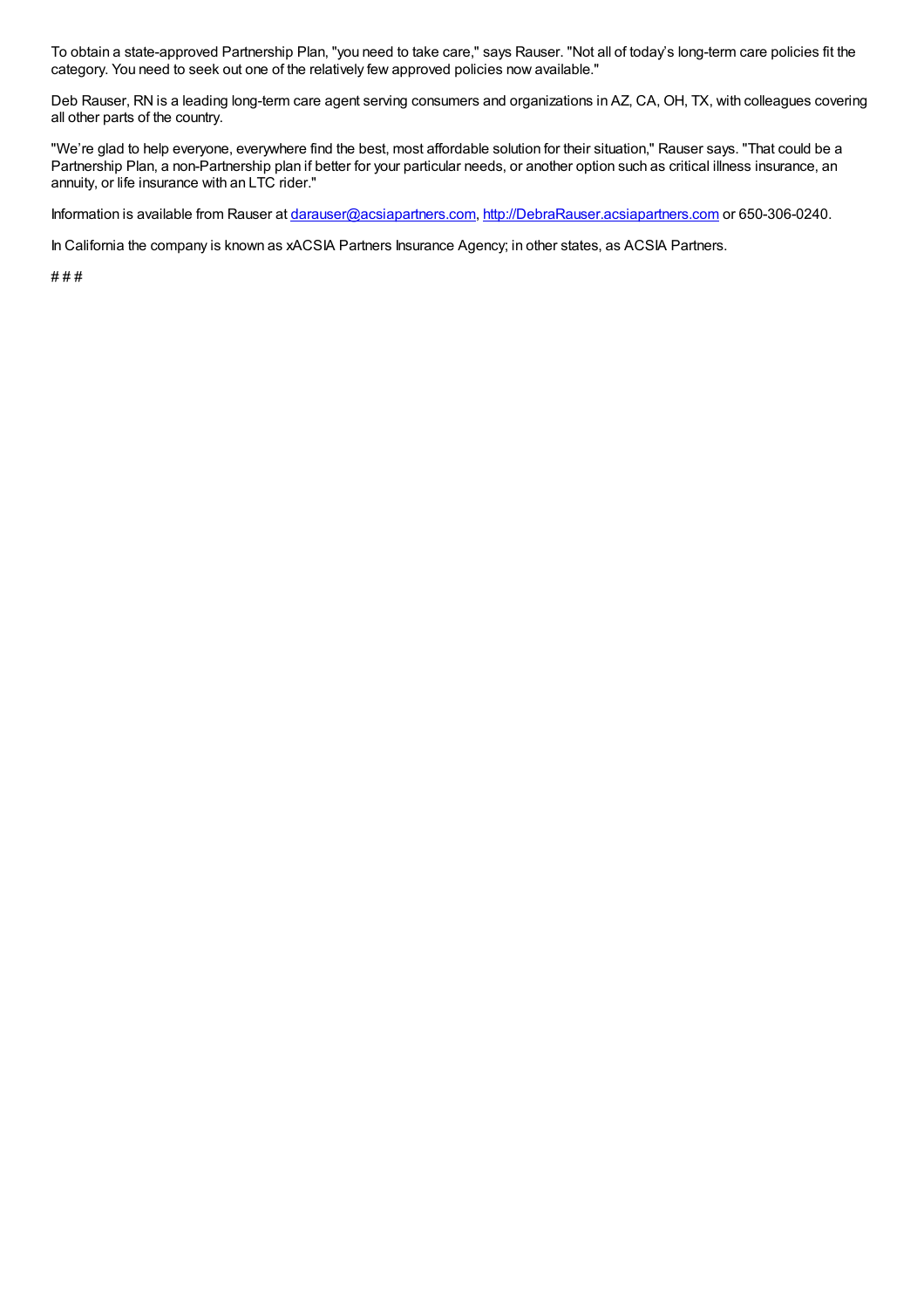To obtain a state-approved Partnership Plan, "you need to take care," says Rauser. "Not all of today's long-term care policies fit the category. You need to seek out one of the relatively few approved policies now available."

Deb Rauser, RN is a leading long-term care agent serving consumers and organizations in AZ, CA, OH, TX, with colleagues covering all other parts of the country.

"We're glad to help everyone, everywhere find the best, most affordable solution for their situation," Rauser says. "That could be a Partnership Plan, a non-Partnership plan if better for your particular needs, or another option such as critical illness insurance, an annuity, or life insurance with an LTC rider."

Information is available from Rauser at darauser@acsiapartners.com, http://DebraRauser.acsiapartners.com or 650-306-0240.

In California the company is known as xACSIA Partners Insurance Agency; in other states, as ACSIA Partners.

# # #